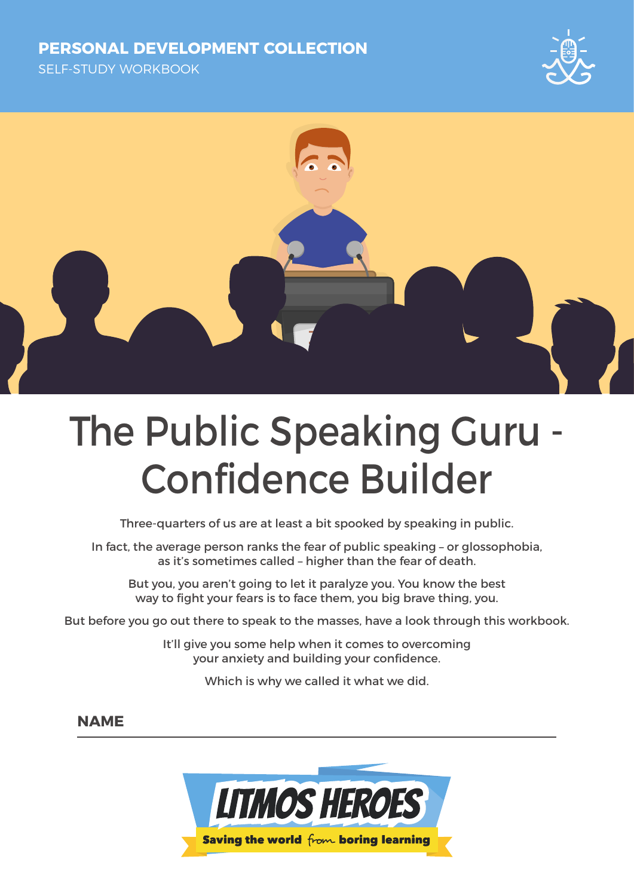**PERSONAL DEVELOPMENT COLLECTION**

SELF-STUDY WORKBOOK

# The Public Speaking Guru - Confidence Builder

Three-quarters of us are at least a bit spooked by speaking in public.

In fact, the average person ranks the fear of public speaking – or glossophobia, as it's sometimes called – higher than the fear of death.

But you, you aren't going to let it paralyze you. You know the best way to fight your fears is to face them, you big brave thing, you.

But before you go out there to speak to the masses, have a look through this workbook.

It'll give you some help when it comes to overcoming your anxiety and building your confidence.

Which is why we called it what we did.

**NAME**

---

LITMOS HEROES

Saving the world from boring learning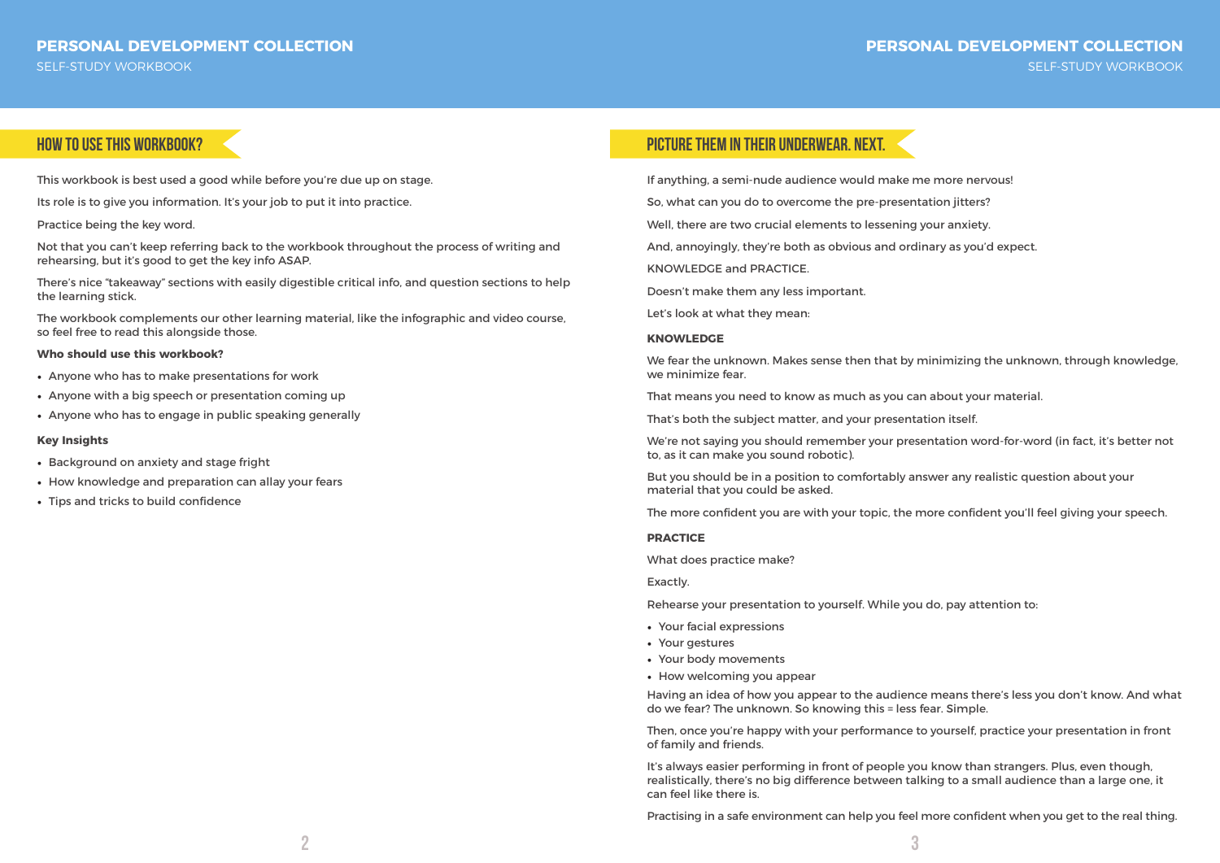## HOW TO USE THIS WORKBOOK?

This workbook is best used a good while before you're due up on stage.

Its role is to give you information. It's your job to put it into practice.

Practice being the key word.

Not that you can't keep referring back to the workbook throughout the process of writing and rehearsing, but it's good to get the key info ASAP.

There's nice "takeaway" sections with easily digestible critical info, and question sections to help the learning stick.

The workbook complements our other learning material, like the infographic and video course, so feel free to read this alongside those.

**Who should use this workbook?**

- Anyone who has to make presentations for work
- Anyone with a big speech or presentation coming up
- Anyone who has to engage in public speaking generally

**Key Insights**

- Background on anxiety and stage fright
- How knowledge and preparation can allay your fears
- Tips and tricks to build confidence

## PICTURE THEM IN THEIR UNDERWEAR. NEXT.

If anything, a semi-nude audience would make me more nervous!

So, what can you do to overcome the pre-presentation jitters?

Well, there are two crucial elements to lessening your anxiety.

And, annoyingly, they're both as obvious and ordinary as you'd expect.

KNOWLEDGE and PRACTICE.

Doesn't make them any less important.

Let's look at what they mean:

**KNOWLEDGE**

We fear the unknown. Makes sense then that by minimizing the unknown, through knowledge, we minimize fear.

That means you need to know as much as you can about your material.

That's both the subject matter, and your presentation itself.

We're not saying you should remember your presentation word-for-word (in fact, it's better not to, as it can make you sound robotic).

But you should be in a position to comfortably answer any realistic question about your material that you could be asked.

The more confident you are with your topic, the more confident you'll feel giving your speech.

**PRACTICE**

What does practice make?

Exactly.

Rehearse your presentation to yourself. While you do, pay attention to:

- Your facial expressions
- Your gestures
- Your body movements
- How welcoming you appear

Having an idea of how you appear to the audience means there's less you don't know. And what do we fear? The unknown. So knowing this = less fear. Simple.

Then, once you're happy with your performance to yourself, practice your presentation in front of family and friends.

It's always easier performing in front of people you know than strangers. Plus, even though, realistically, there's no big difference between talking to a small audience than a large one, it can feel like there is.

Practising in a safe environment can help you feel more confident when you get to the real thing.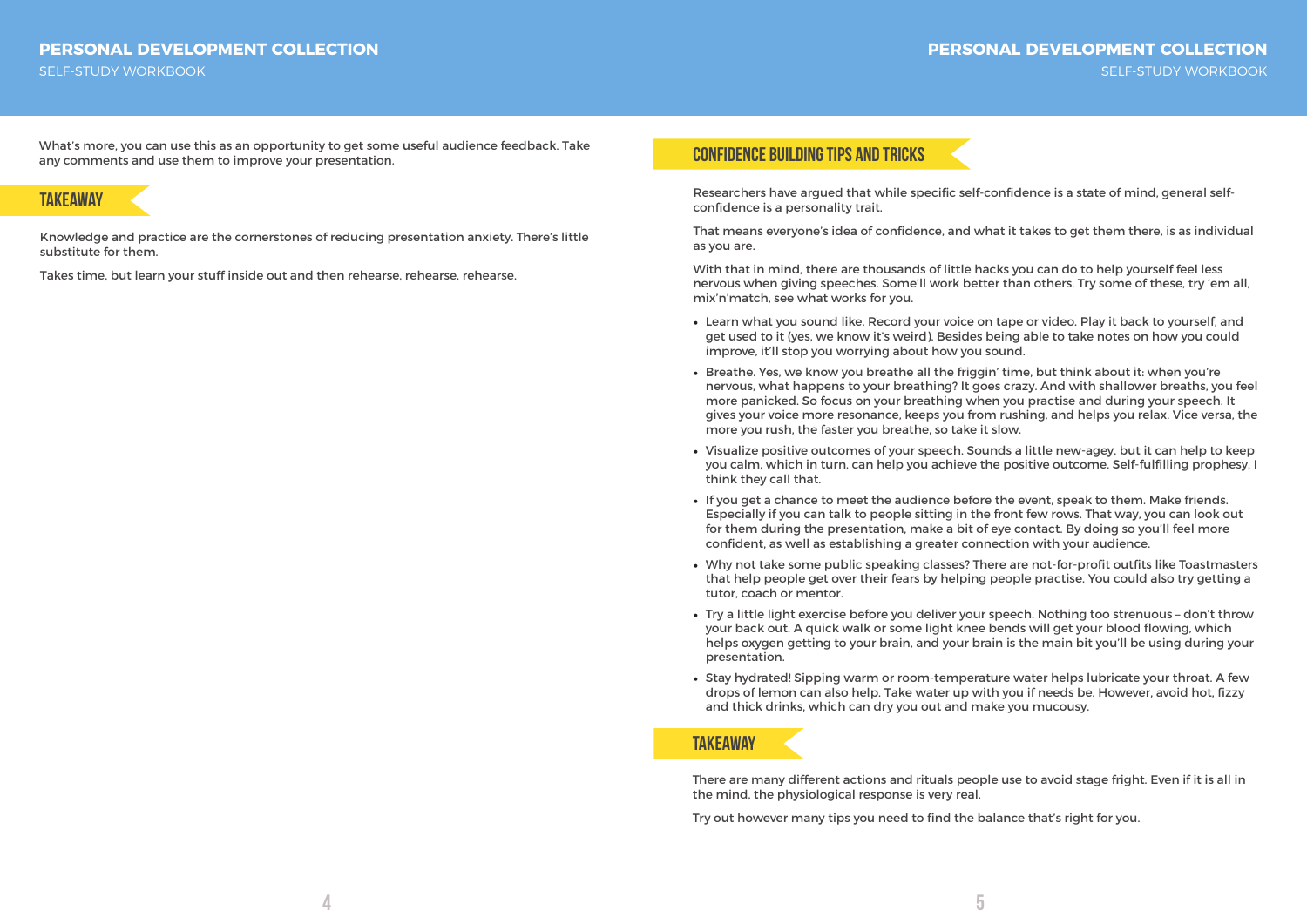What's more, you can use this as an opportunity to get some useful audience feedback. Take any comments and use them to improve your presentation.

## TAKEAWAY

Knowledge and practice are the cornerstones of reducing presentation anxiety. There's little substitute for them.

Takes time, but learn your stuff inside out and then rehearse, rehearse, rehearse.

## CONFIDENCE BUILDING TIPS AND TRICKS

Researchers have argued that while specific self-confidence is a state of mind, general self-confidence is a personality trait.

That means everyone's idea of confidence, and what it takes to get them there, is as individual as you are.

With that in mind, there are thousands of little hacks you can do to help yourself feel less nervous when giving speeches. Some'll work better than others. Try some of these, try 'em all, mix'n'match, see what works for you.

- Learn what you sound like. Record your voice on tape or video. Play it back to yourself, and get used to it (yes, we know it's weird). Besides being able to take notes on how you could improve, it'll stop you worrying about how you sound.
- Breathe. Yes, we know you breathe all the friggin' time, but think about it: when you're nervous, what happens to your breathing? It goes crazy. And with shallower breaths, you feel more panicked. So focus on your breathing when you practise and during your speech. It gives your voice more resonance, keeps you from rushing, and helps you relax. Vice versa, the more you rush, the faster you breathe, so take it slow.
- Visualize positive outcomes of your speech. Sounds a little new-agey, but it can help to keep you calm, which in turn, can help you achieve the positive outcome. Self-fulfilling prophesy, I think they call that.
- If you get a chance to meet the audience before the event, speak to them. Make friends. Especially if you can talk to people sitting in the front few rows. That way, you can look out for them during the presentation, make a bit of eye contact. By doing so you'll feel more confident, as well as establishing a greater connection with your audience.
- Why not take some public speaking classes? There are not-for-profit outfits like Toastmasters that help people get over their fears by helping people practise. You could also try getting a tutor, coach or mentor.
- Try a little light exercise before you deliver your speech. Nothing too strenuous – don't throw your back out. A quick walk or some light knee bends will get your blood flowing, which helps oxygen getting to your brain, and your brain is the main bit you'll be using during your presentation.
- Stay hydrated! Sipping warm or room-temperature water helps lubricate your throat. A few drops of lemon can also help. Take water up with you if needs be. However, avoid hot, fizzy and thick drinks, which can dry you out and make you mucousy.

## TAKEAWAY

There are many different actions and rituals people use to avoid stage fright. Even if it is all in the mind, the physiological response is very real.

Try out however many tips you need to find the balance that's right for you.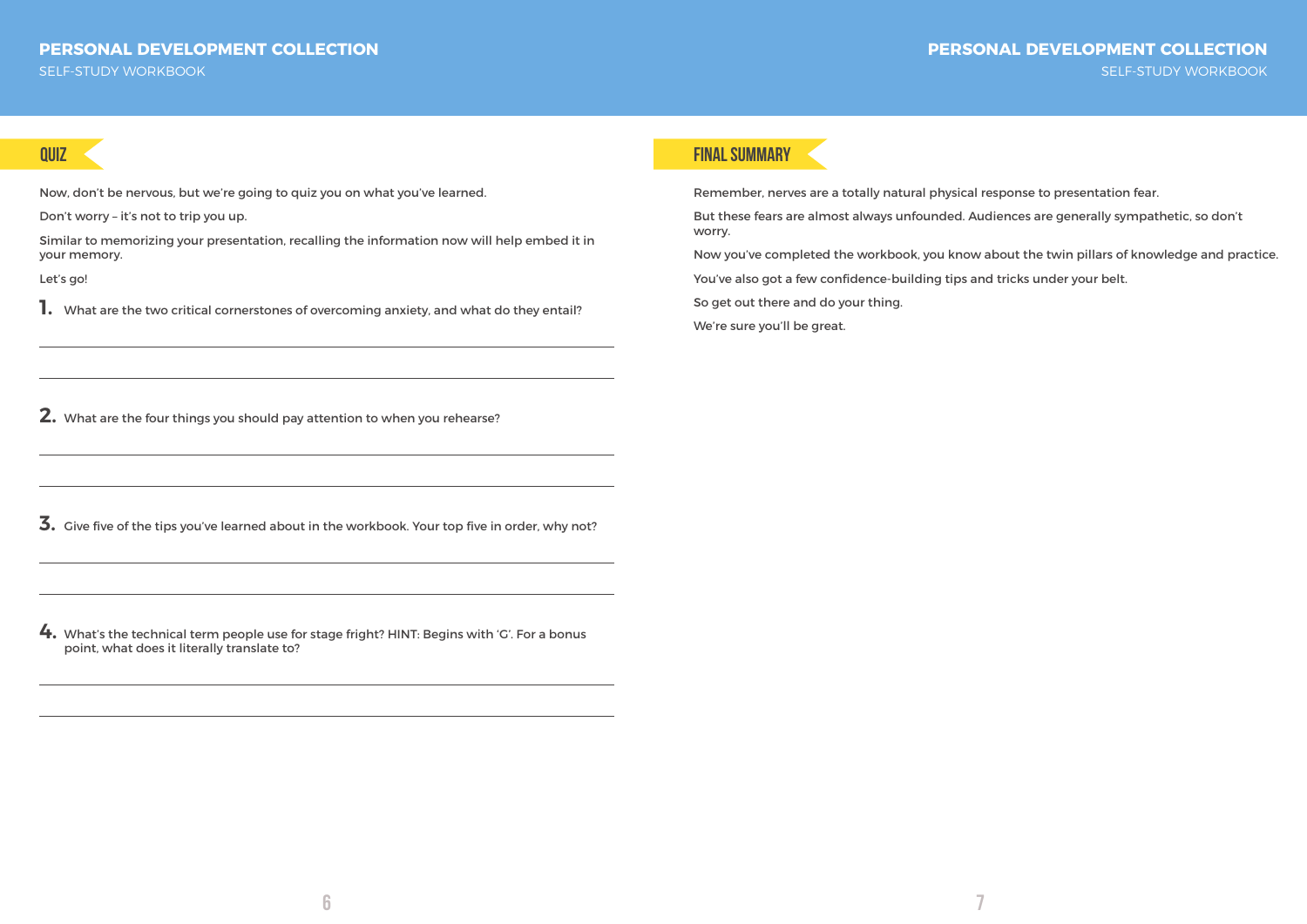## QUIZ

Now, don't be nervous, but we're going to quiz you on what you've learned.

Don't worry – it's not to trip you up.

Similar to memorizing your presentation, recalling the information now will help embed it in your memory.

Let's go!

1. What are the two critical cornerstones of overcoming anxiety, and what do they entail?

2. What are the four things you should pay attention to when you rehearse?

3. Give five of the tips you've learned about in the workbook. Your top five in order, why not?

4. What's the technical term people use for stage fright? HINT: Begins with 'G'. For a bonus point, what does it literally translate to?

## FINAL SUMMARY

Remember, nerves are a totally natural physical response to presentation fear.

But these fears are almost always unfounded. Audiences are generally sympathetic, so don't worry.

Now you've completed the workbook, you know about the twin pillars of knowledge and practice.

You've also got a few confidence-building tips and tricks under your belt.

So get out there and do your thing.

We're sure you'll be great.